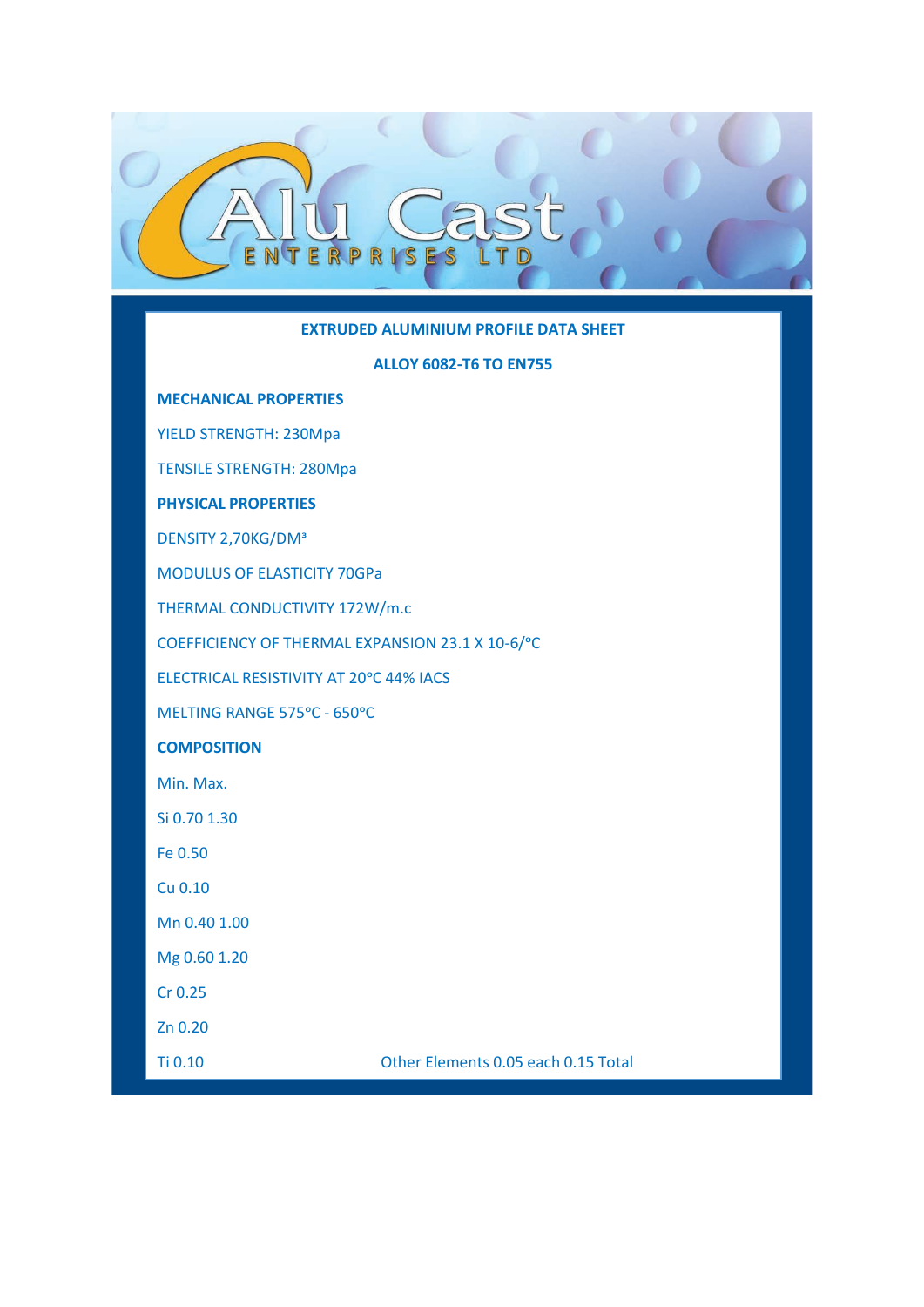Alu Cast ENTERPRISES LTD

## EXTRUDED ALUMINIUM PROFILE DATA SHEET

## ALLOY 6082-T6 TO EN755

### MECHANICAL PROPERTIES

YIELD STRENGTH: 230Mpa

TENSILE STRENGTH: 280Mpa

### PHYSICAL PROPERTIES

DENSITY 2,70KG/DM³

MODULUS OF ELASTICITY 70GPa

THERMAL CONDUCTIVITY 172W/m.c

COEFFICIENCY OF THERMAL EXPANSION 23.1 X 10-6/°C

ELECTRICAL RESISTIVITY AT 20°C 44% IACS

MELTING RANGE 575°C - 650°C

### COMPOSITION

| | Min. | Max. |
|---|---|---|
| Si | 0.70 | 1.30 |
| Fe | | 0.50 |
| Cu | | 0.10 |
| Mn | 0.40 | 1.00 |
| Mg | 0.60 | 1.20 |
| Cr | | 0.25 |
| Zn | | 0.20 |
| Ti | | 0.10 |

Other Elements 0.05 each 0.15 Total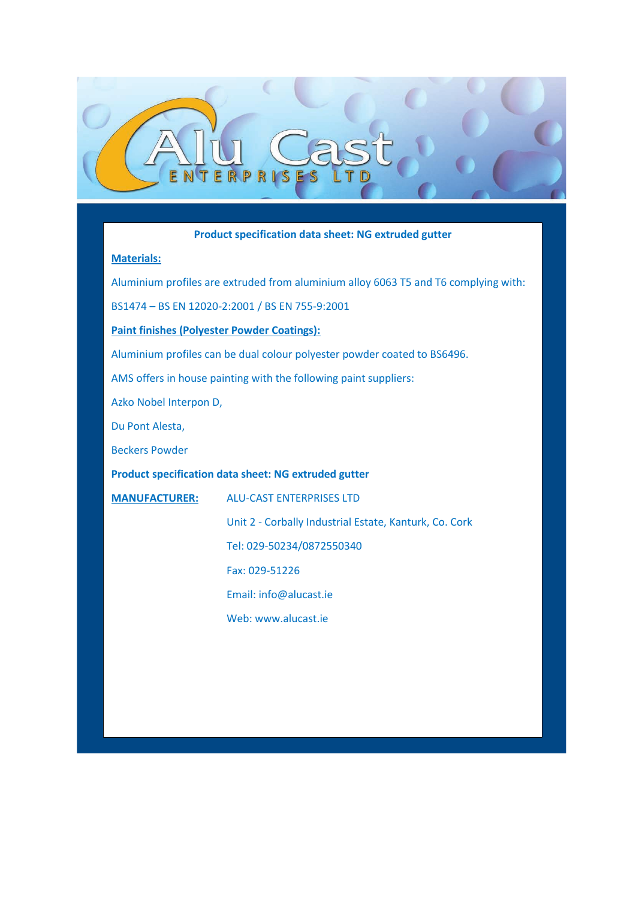**Product specification data sheet: NG extruded gutter**

**Materials:**

Aluminium profiles are extruded from aluminium alloy 6063 T5 and T6 complying with:

BS1474 – BS EN 12020-2:2001 / BS EN 755-9:2001

**Paint finishes (Polyester Powder Coatings):**

Aluminium profiles can be dual colour polyester powder coated to BS6496.

AMS offers in house painting with the following paint suppliers:

Azko Nobel Interpon D,

Du Pont Alesta,

Beckers Powder

**Product specification data sheet: NG extruded gutter**

**MANUFACTURER:** ALU-CAST ENTERPRISES LTD

Unit 2 - Corbally Industrial Estate, Kanturk, Co. Cork

Tel: 029-50234/0872550340

Fax: 029-51226

Email: info@alucast.ie

Web: www.alucast.ie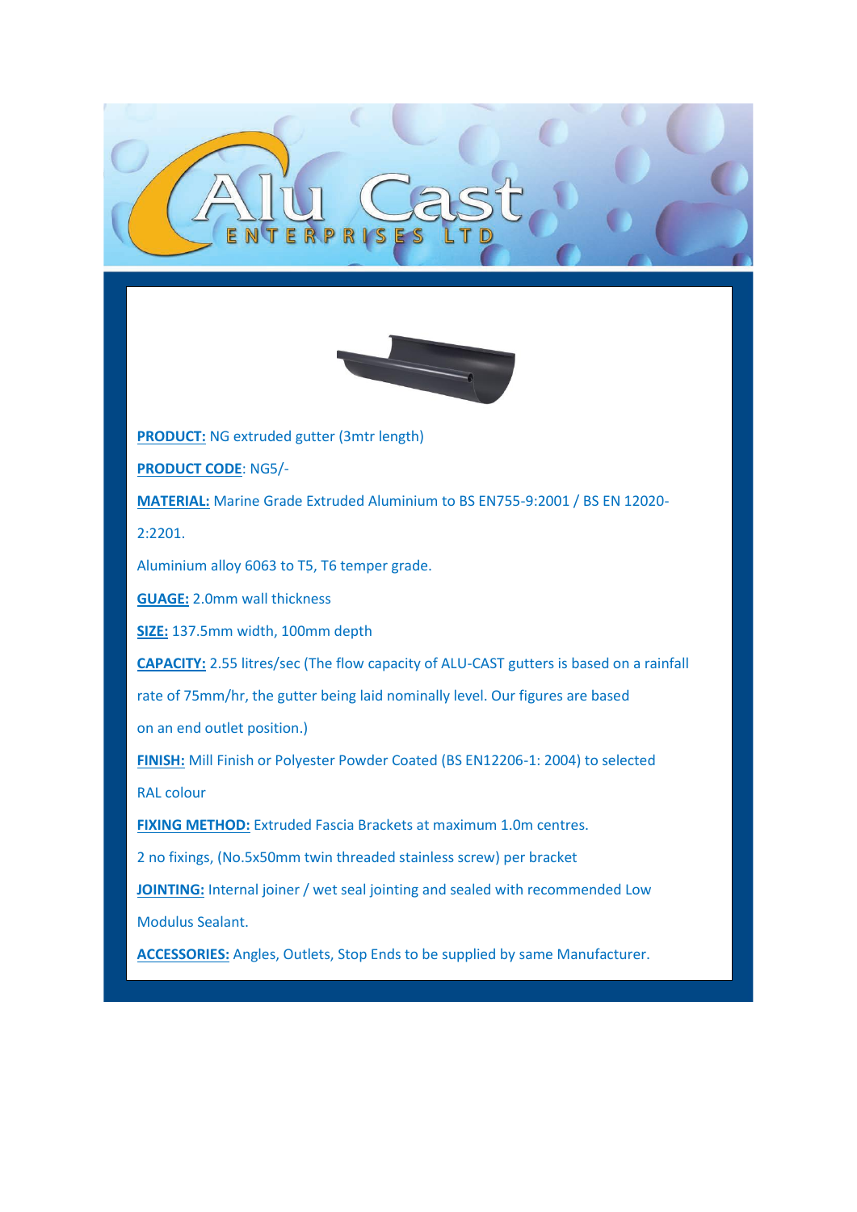**PRODUCT:** NG extruded gutter (3mtr length)

**PRODUCT CODE**: NG5/-

**MATERIAL:** Marine Grade Extruded Aluminium to BS EN755-9:2001 / BS EN 12020-2:2201.

Aluminium alloy 6063 to T5, T6 temper grade.

**GUAGE:** 2.0mm wall thickness

**SIZE:** 137.5mm width, 100mm depth

**CAPACITY:** 2.55 litres/sec (The flow capacity of ALU-CAST gutters is based on a rainfall rate of 75mm/hr, the gutter being laid nominally level. Our figures are based on an end outlet position.)

**FINISH:** Mill Finish or Polyester Powder Coated (BS EN12206-1: 2004) to selected RAL colour

**FIXING METHOD:** Extruded Fascia Brackets at maximum 1.0m centres.

2 no fixings, (No.5x50mm twin threaded stainless screw) per bracket

**JOINTING:** Internal joiner / wet seal jointing and sealed with recommended Low Modulus Sealant.

**ACCESSORIES:** Angles, Outlets, Stop Ends to be supplied by same Manufacturer.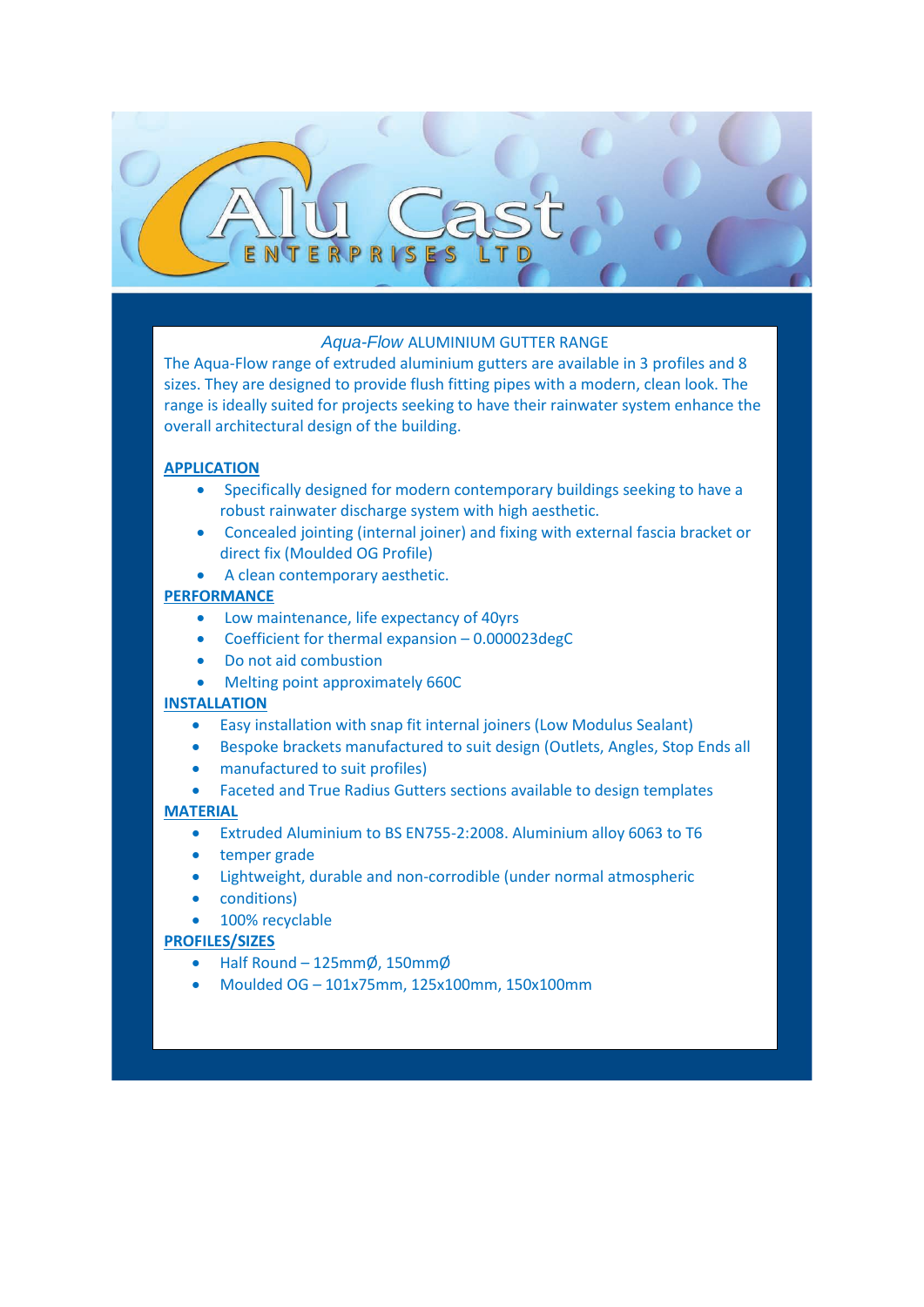# Alu Cast

ENTERPRISES LTD

## *Aqua-Flow* ALUMINIUM GUTTER RANGE

The Aqua-Flow range of extruded aluminium gutters are available in 3 profiles and 8 sizes. They are designed to provide flush fitting pipes with a modern, clean look. The range is ideally suited for projects seeking to have their rainwater system enhance the overall architectural design of the building.

### APPLICATION

- Specifically designed for modern contemporary buildings seeking to have a robust rainwater discharge system with high aesthetic.
- Concealed jointing (internal joiner) and fixing with external fascia bracket or direct fix (Moulded OG Profile)
- A clean contemporary aesthetic.

### PERFORMANCE

- Low maintenance, life expectancy of 40yrs
- Coefficient for thermal expansion – 0.000023degC
- Do not aid combustion
- Melting point approximately 660C

### INSTALLATION

- Easy installation with snap fit internal joiners (Low Modulus Sealant)
- Bespoke brackets manufactured to suit design (Outlets, Angles, Stop Ends all
- manufactured to suit profiles)
- Faceted and True Radius Gutters sections available to design templates

### MATERIAL

- Extruded Aluminium to BS EN755-2:2008. Aluminium alloy 6063 to T6
- temper grade
- Lightweight, durable and non-corrodible (under normal atmospheric
- conditions)
- 100% recyclable

### PROFILES/SIZES

- Half Round – 125mmØ, 150mmØ
- Moulded OG – 101x75mm, 125x100mm, 150x100mm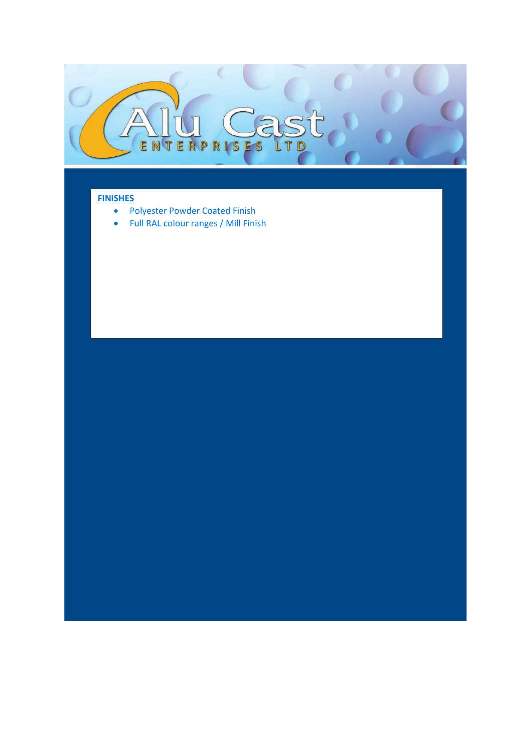**FINISHES**

- Polyester Powder Coated Finish
- Full RAL colour ranges / Mill Finish